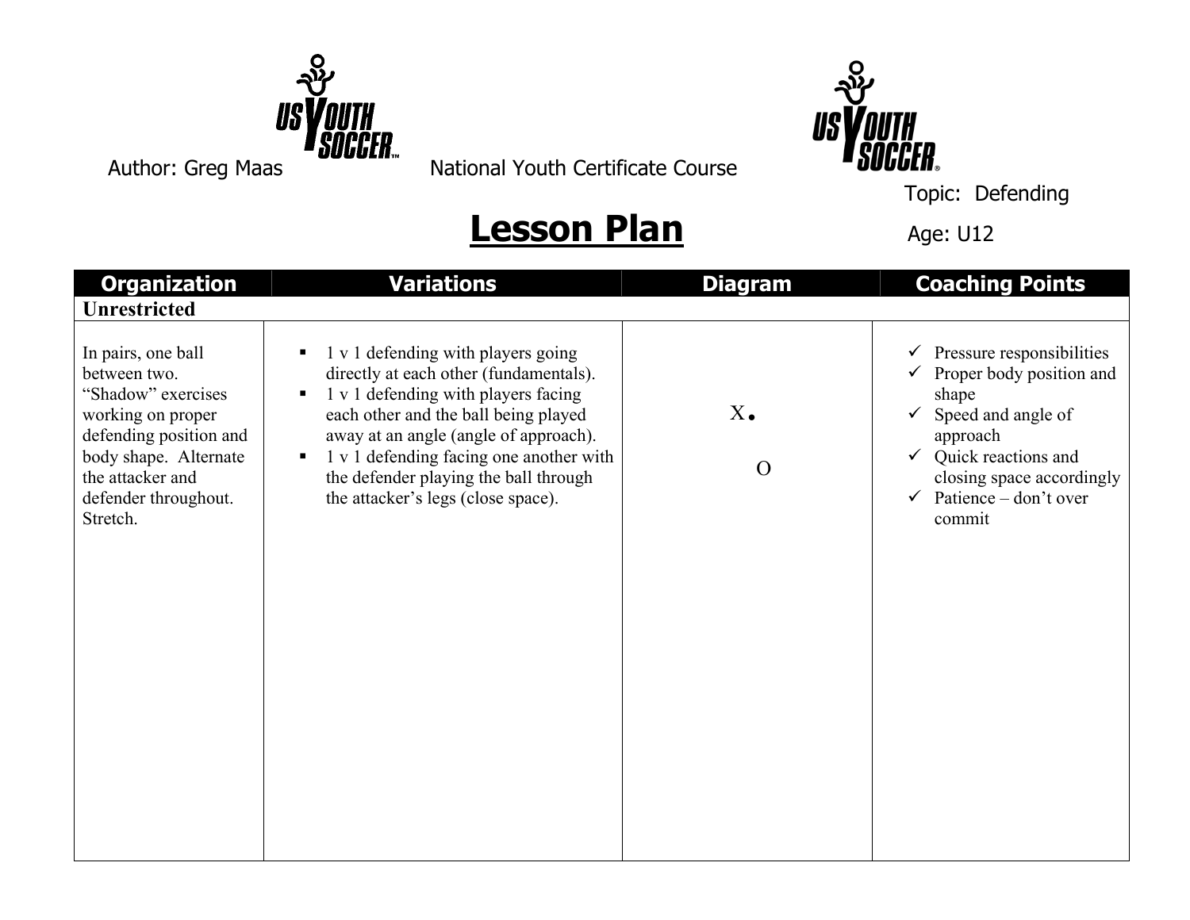Author: Greg Maas National Youth Certificate Course

Topic: Defending

# Lesson Plan

Age: U12

| Organization | Variations | Diagram | Coaching Points |
|---|---|---|---|
| **Unrestricted** | | | |
| In pairs, one ball between two. "Shadow" exercises working on proper defending position and body shape. Alternate the attacker and defender throughout. Stretch. | ▪ 1 v 1 defending with players going directly at each other (fundamentals).<br>▪ 1 v 1 defending with players facing each other and the ball being played away at an angle (angle of approach).<br>▪ 1 v 1 defending facing one another with the defender playing the ball through the attacker's legs (close space). | X.<br>O | ✓ Pressure responsibilities<br>✓ Proper body position and shape<br>✓ Speed and angle of approach<br>✓ Quick reactions and closing space accordingly<br>✓ Patience – don't over commit |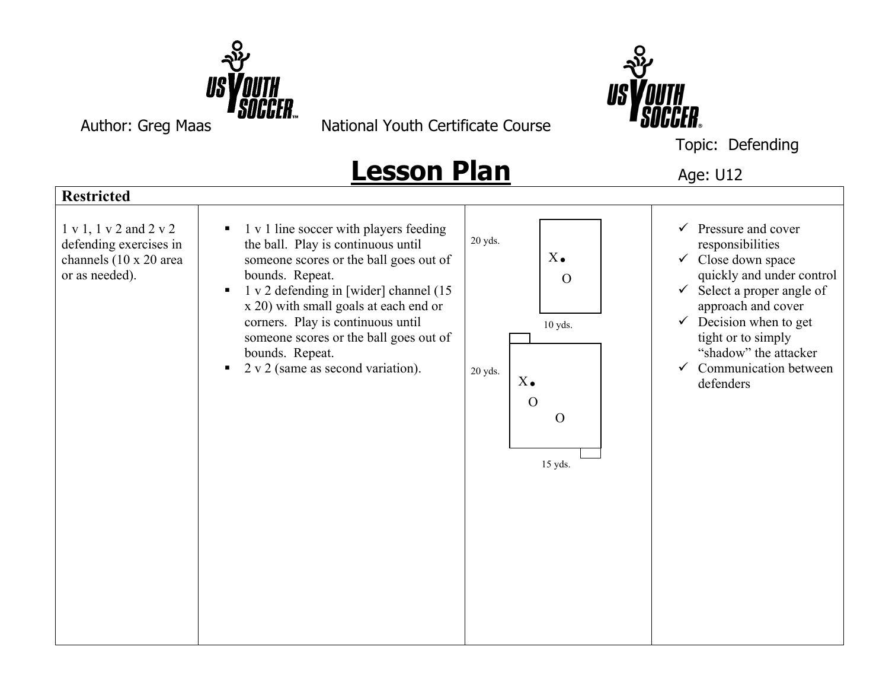Author: Greg Maas

National Youth Certificate Course

Topic: Defending

# Lesson Plan

Age: U12

| Restricted | | | |
|---|---|---|---|
| 1 v 1, 1 v 2 and 2 v 2 defending exercises in channels (10 x 20 area or as needed). | ▪ 1 v 1 line soccer with players feeding the ball. Play is continuous until someone scores or the ball goes out of bounds. Repeat.<br>▪ 1 v 2 defending in [wider] channel (15 x 20) with small goals at each end or corners. Play is continuous until someone scores or the ball goes out of bounds. Repeat.<br>▪ 2 v 2 (same as second variation). | 20 yds. X O 10 yds.<br>20 yds. X O O 15 yds. | ✓ Pressure and cover responsibilities<br>✓ Close down space quickly and under control<br>✓ Select a proper angle of approach and cover<br>✓ Decision when to get tight or to simply "shadow" the attacker<br>✓ Communication between defenders |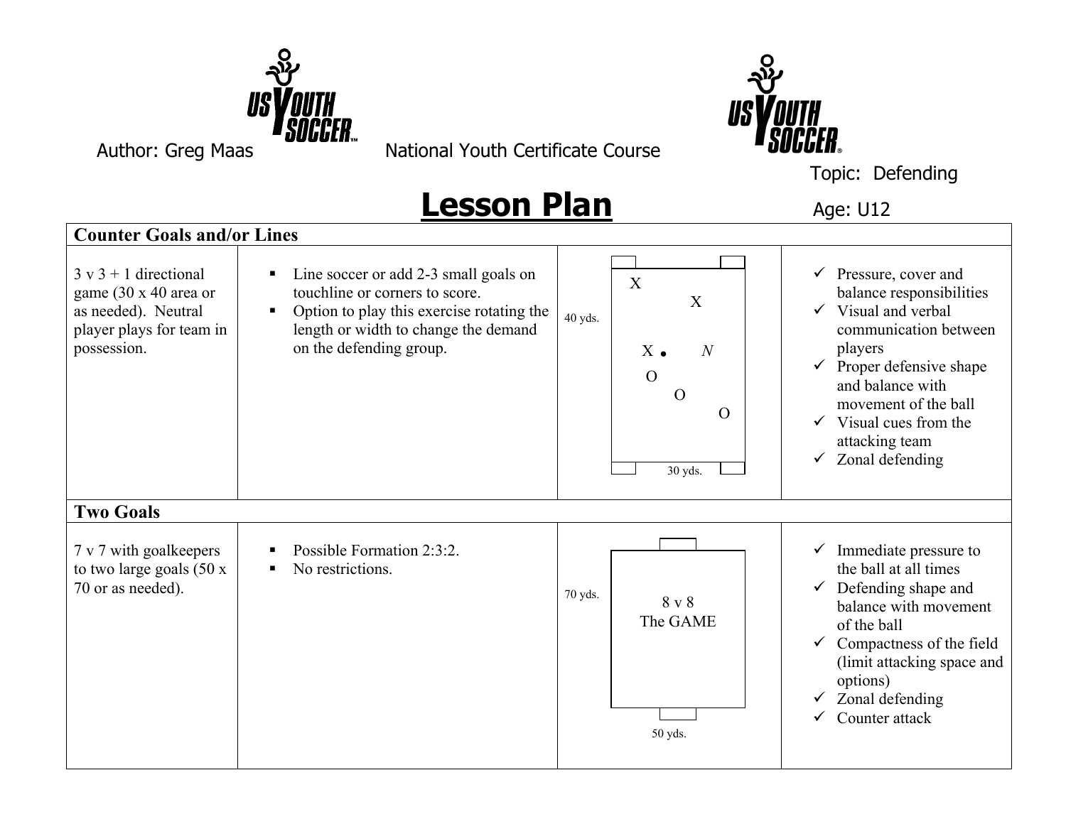Author: Greg Maas

National Youth Certificate Course

Topic: Defending

# Lesson Plan

Age: U12

| **Counter Goals and/or Lines** | | | |
|---|---|---|---|
| 3 v 3 + 1 directional game (30 x 40 area or as needed). Neutral player plays for team in possession. | ▪ Line soccer or add 2-3 small goals on touchline or corners to score.<br>▪ Option to play this exercise rotating the length or width to change the demand on the defending group. | 40 yds. / 30 yds. | ✓ Pressure, cover and balance responsibilities<br>✓ Visual and verbal communication between players<br>✓ Proper defensive shape and balance with movement of the ball<br>✓ Visual cues from the attacking team<br>✓ Zonal defending |
| **Two Goals** | | | |
| 7 v 7 with goalkeepers to two large goals (50 x 70 or as needed). | ▪ Possible Formation 2:3:2.<br>▪ No restrictions. | 70 yds. / 8 v 8 The GAME / 50 yds. | ✓ Immediate pressure to the ball at all times<br>✓ Defending shape and balance with movement of the ball<br>✓ Compactness of the field (limit attacking space and options)<br>✓ Zonal defending<br>✓ Counter attack |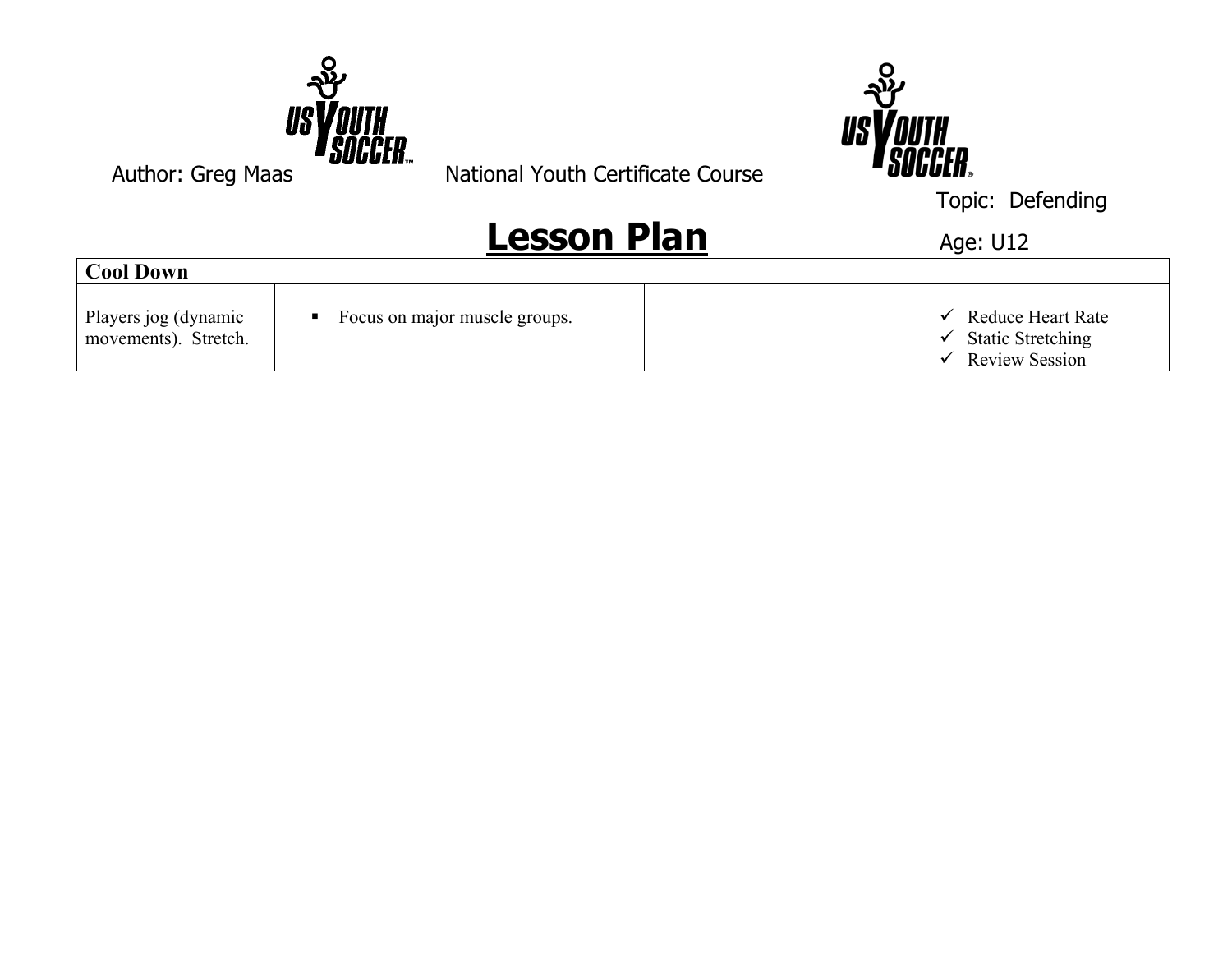Author: Greg Maas National Youth Certificate Course

Topic: Defending

# Lesson Plan

Age: U12

| Cool Down | | | |
|---|---|---|---|
| Players jog (dynamic movements). Stretch. | ▪ Focus on major muscle groups. | | ✓ Reduce Heart Rate<br>✓ Static Stretching<br>✓ Review Session |